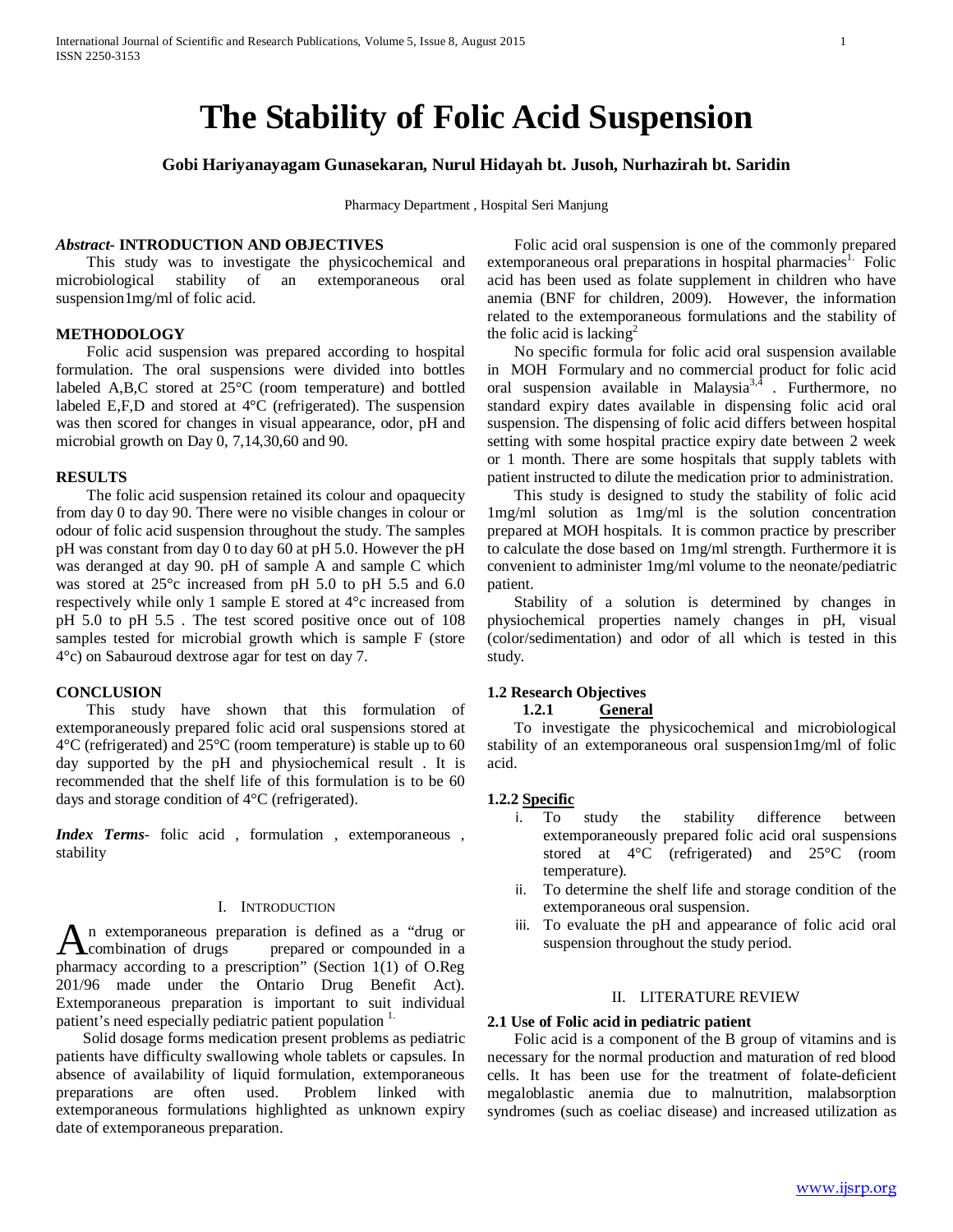# The Stability of Folic Acid Suspension

**Gobi Hariyanayagam Gunasekaran, Nurul Hidayah bt. Jusoh, Nurhazirah bt. Saridin**

Pharmacy Department , Hospital Seri Manjung

***Abstract*- INTRODUCTION AND OBJECTIVES**

This study was to investigate the physicochemical and microbiological stability of an extemporaneous oral suspension1mg/ml of folic acid.

**METHODOLOGY**

Folic acid suspension was prepared according to hospital formulation. The oral suspensions were divided into bottles labeled A,B,C stored at 25°C (room temperature) and bottled labeled E,F,D and stored at 4°C (refrigerated). The suspension was then scored for changes in visual appearance, odor, pH and microbial growth on Day 0, 7,14,30,60 and 90.

**RESULTS**

The folic acid suspension retained its colour and opaquecity from day 0 to day 90. There were no visible changes in colour or odour of folic acid suspension throughout the study. The samples pH was constant from day 0 to day 60 at pH 5.0. However the pH was deranged at day 90. pH of sample A and sample C which was stored at 25°c increased from pH 5.0 to pH 5.5 and 6.0 respectively while only 1 sample E stored at 4°c increased from pH 5.0 to pH 5.5 . The test scored positive once out of 108 samples tested for microbial growth which is sample F (store 4°c) on Sabauroud dextrose agar for test on day 7.

**CONCLUSION**

This study have shown that this formulation of extemporaneously prepared folic acid oral suspensions stored at 4°C (refrigerated) and 25°C (room temperature) is stable up to 60 day supported by the pH and physiochemical result . It is recommended that the shelf life of this formulation is to be 60 days and storage condition of 4°C (refrigerated).

***Index Terms*-** folic acid , formulation , extemporaneous , stability

## I. Introduction

An extemporaneous preparation is defined as a "drug or combination of drugs prepared or compounded in a pharmacy according to a prescription" (Section 1(1) of O.Reg 201/96 made under the Ontario Drug Benefit Act). Extemporaneous preparation is important to suit individual patient's need especially pediatric patient population [1.]

Solid dosage forms medication present problems as pediatric patients have difficulty swallowing whole tablets or capsules. In absence of availability of liquid formulation, extemporaneous preparations are often used. Problem linked with extemporaneous formulations highlighted as unknown expiry date of extemporaneous preparation.

Folic acid oral suspension is one of the commonly prepared extemporaneous oral preparations in hospital pharmacies[1.] Folic acid has been used as folate supplement in children who have anemia (BNF for children, 2009). However, the information related to the extemporaneous formulations and the stability of the folic acid is lacking[2]

No specific formula for folic acid oral suspension available in MOH Formulary and no commercial product for folic acid oral suspension available in Malaysia[3,4] . Furthermore, no standard expiry dates available in dispensing folic acid oral suspension. The dispensing of folic acid differs between hospital setting with some hospital practice expiry date between 2 week or 1 month. There are some hospitals that supply tablets with patient instructed to dilute the medication prior to administration.

This study is designed to study the stability of folic acid 1mg/ml solution as 1mg/ml is the solution concentration prepared at MOH hospitals. It is common practice by prescriber to calculate the dose based on 1mg/ml strength. Furthermore it is convenient to administer 1mg/ml volume to the neonate/pediatric patient.

Stability of a solution is determined by changes in physiochemical properties namely changes in pH, visual (color/sedimentation) and odor of all which is tested in this study.

### 1.2 Research Objectives

#### 1.2.1 General

To investigate the physicochemical and microbiological stability of an extemporaneous oral suspension1mg/ml of folic acid.

#### 1.2.2 Specific

i. To study the stability difference between extemporaneously prepared folic acid oral suspensions stored at 4°C (refrigerated) and 25°C (room temperature).

ii. To determine the shelf life and storage condition of the extemporaneous oral suspension.

iii. To evaluate the pH and appearance of folic acid oral suspension throughout the study period.

## II. LITERATURE REVIEW

### 2.1 Use of Folic acid in pediatric patient

Folic acid is a component of the B group of vitamins and is necessary for the normal production and maturation of red blood cells. It has been use for the treatment of folate-deficient megaloblastic anemia due to malnutrition, malabsorption syndromes (such as coeliac disease) and increased utilization as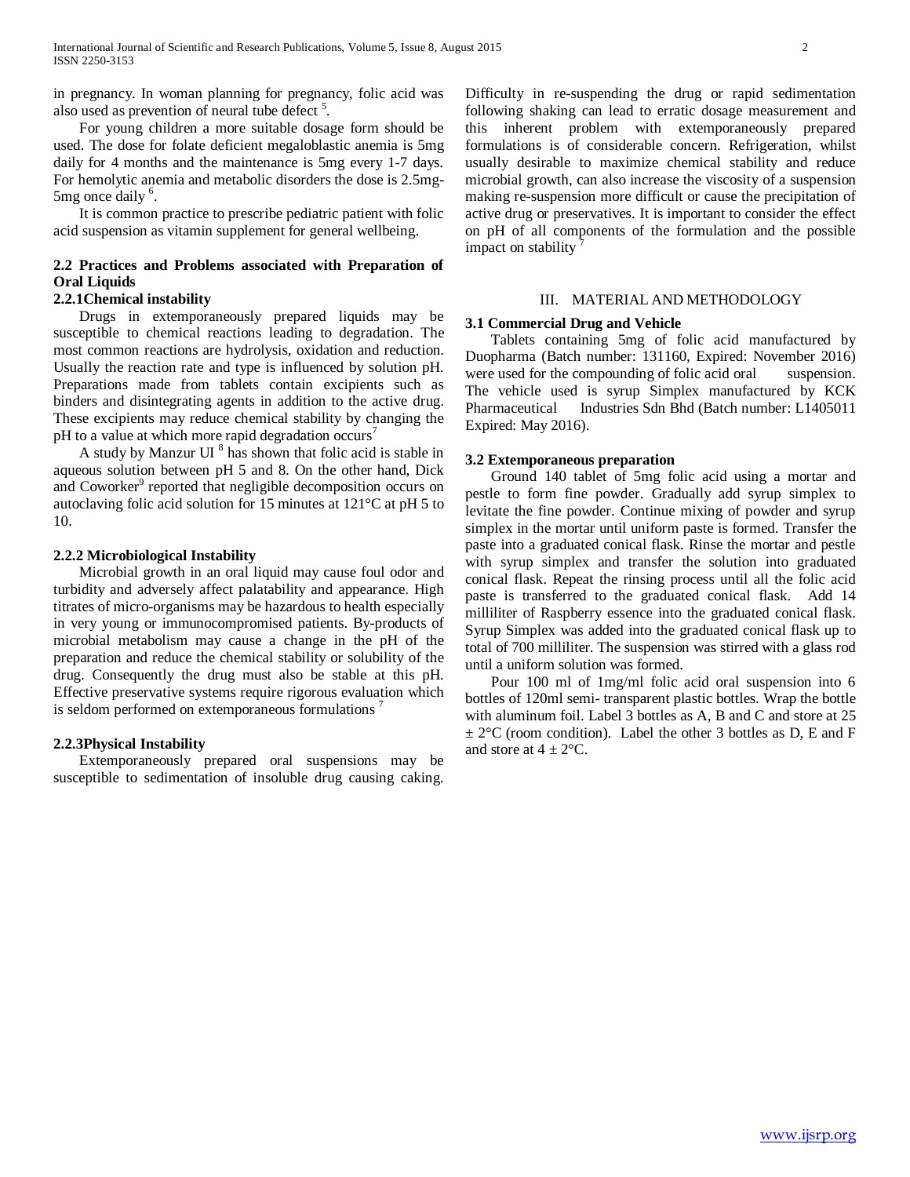in pregnancy. In woman planning for pregnancy, folic acid was also used as prevention of neural tube defect [5].

For young children a more suitable dosage form should be used. The dose for folate deficient megaloblastic anemia is 5mg daily for 4 months and the maintenance is 5mg every 1-7 days. For hemolytic anemia and metabolic disorders the dose is 2.5mg-5mg once daily [6].

It is common practice to prescribe pediatric patient with folic acid suspension as vitamin supplement for general wellbeing.

### 2.2 Practices and Problems associated with Preparation of Oral Liquids

#### 2.2.1Chemical instability

Drugs in extemporaneously prepared liquids may be susceptible to chemical reactions leading to degradation. The most common reactions are hydrolysis, oxidation and reduction. Usually the reaction rate and type is influenced by solution pH. Preparations made from tablets contain excipients such as binders and disintegrating agents in addition to the active drug. These excipients may reduce chemical stability by changing the pH to a value at which more rapid degradation occurs[7]

A study by Manzur Ul [8] has shown that folic acid is stable in aqueous solution between pH 5 and 8. On the other hand, Dick and Coworker[9] reported that negligible decomposition occurs on autoclaving folic acid solution for 15 minutes at 121°C at pH 5 to 10.

#### 2.2.2 Microbiological Instability

Microbial growth in an oral liquid may cause foul odor and turbidity and adversely affect palatability and appearance. High titrates of micro-organisms may be hazardous to health especially in very young or immunocompromised patients. By-products of microbial metabolism may cause a change in the pH of the preparation and reduce the chemical stability or solubility of the drug. Consequently the drug must also be stable at this pH. Effective preservative systems require rigorous evaluation which is seldom performed on extemporaneous formulations [7]

#### 2.2.3Physical Instability

Extemporaneously prepared oral suspensions may be susceptible to sedimentation of insoluble drug causing caking. Difficulty in re-suspending the drug or rapid sedimentation following shaking can lead to erratic dosage measurement and this inherent problem with extemporaneously prepared formulations is of considerable concern. Refrigeration, whilst usually desirable to maximize chemical stability and reduce microbial growth, can also increase the viscosity of a suspension making re-suspension more difficult or cause the precipitation of active drug or preservatives. It is important to consider the effect on pH of all components of the formulation and the possible impact on stability [7]

## III. MATERIAL AND METHODOLOGY

### 3.1 Commercial Drug and Vehicle

Tablets containing 5mg of folic acid manufactured by Duopharma (Batch number: 131160, Expired: November 2016) were used for the compounding of folic acid oral suspension. The vehicle used is syrup Simplex manufactured by KCK Pharmaceutical Industries Sdn Bhd (Batch number: L1405011 Expired: May 2016).

### 3.2 Extemporaneous preparation

Ground 140 tablet of 5mg folic acid using a mortar and pestle to form fine powder. Gradually add syrup simplex to levitate the fine powder. Continue mixing of powder and syrup simplex in the mortar until uniform paste is formed. Transfer the paste into a graduated conical flask. Rinse the mortar and pestle with syrup simplex and transfer the solution into graduated conical flask. Repeat the rinsing process until all the folic acid paste is transferred to the graduated conical flask. Add 14 milliliter of Raspberry essence into the graduated conical flask. Syrup Simplex was added into the graduated conical flask up to total of 700 milliliter. The suspension was stirred with a glass rod until a uniform solution was formed.

Pour 100 ml of 1mg/ml folic acid oral suspension into 6 bottles of 120ml semi- transparent plastic bottles. Wrap the bottle with aluminum foil. Label 3 bottles as A, B and C and store at 25 ± 2°C (room condition). Label the other 3 bottles as D, E and F and store at 4 ± 2°C.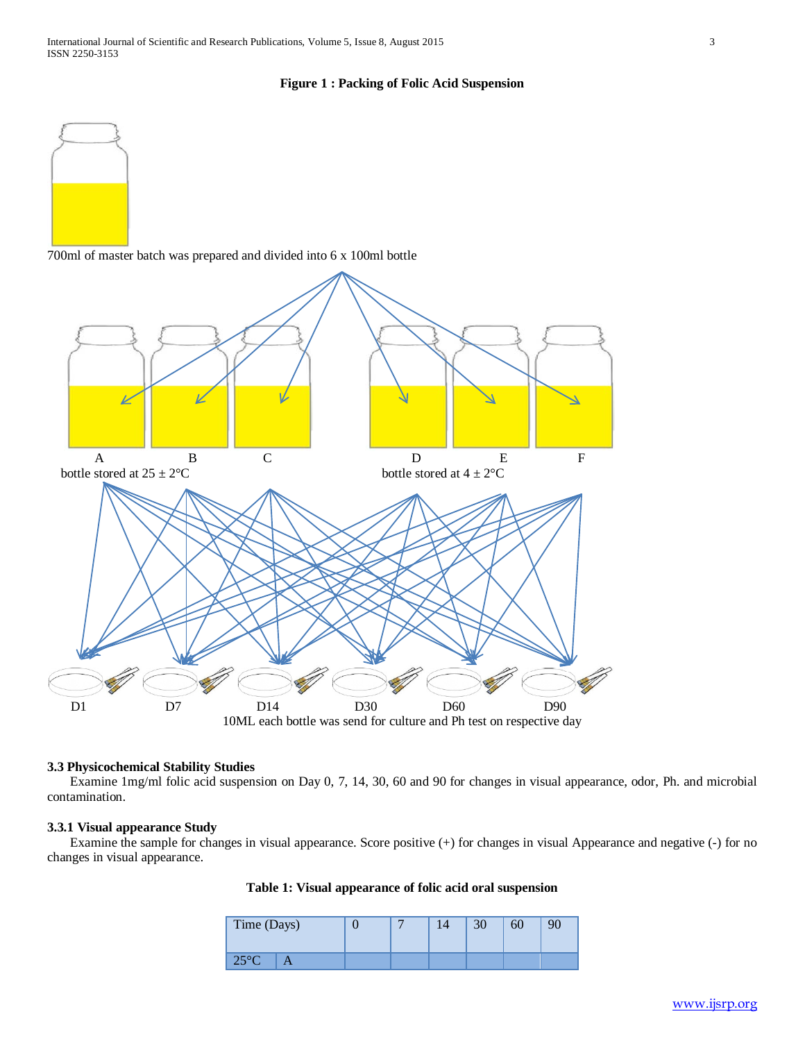**Figure 1 : Packing of Folic Acid Suspension**

700ml of master batch was prepared and divided into 6 x 100ml bottle

A B C

bottle stored at 25 ± 2°C

D E F

bottle stored at 4 ± 2°C

D1 D7 D14 D30 D60 D90

10ML each bottle was send for culture and Ph test on respective day

### 3.3 Physicochemical Stability Studies

Examine 1mg/ml folic acid suspension on Day 0, 7, 14, 30, 60 and 90 for changes in visual appearance, odor, Ph. and microbial contamination.

#### 3.3.1 Visual appearance Study

Examine the sample for changes in visual appearance. Score positive (+) for changes in visual Appearance and negative (-) for no changes in visual appearance.

**Table 1: Visual appearance of folic acid oral suspension**

| Time (Days) | | 0 | 7 | 14 | 30 | 60 | 90 |
|---|---|---|---|---|---|---|---|
| 25°C | A | | | | | | |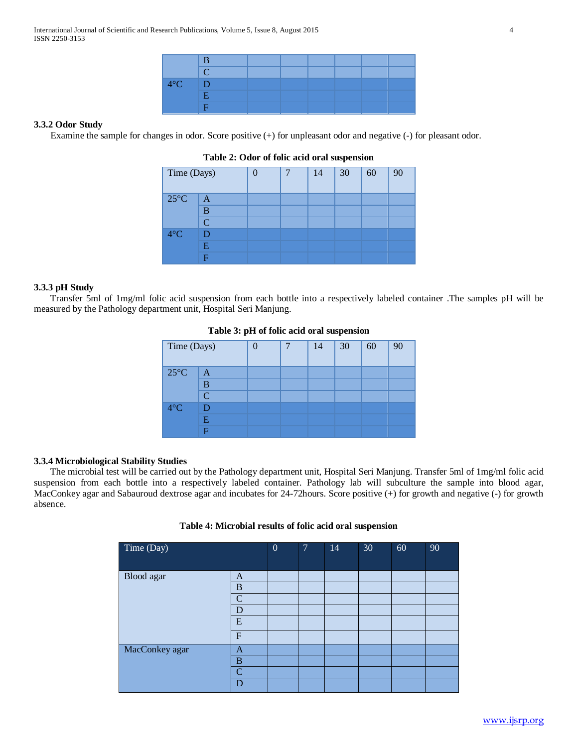| | B | | | | | | |
|---|---|---|---|---|---|---|---|
| | C | | | | | | |
| 4°C | D | | | | | | |
| | E | | | | | | |
| | F | | | | | | |

### 3.3.2 Odor Study

Examine the sample for changes in odor. Score positive (+) for unpleasant odor and negative (-) for pleasant odor.

**Table 2: Odor of folic acid oral suspension**

| Time (Days) | | 0 | 7 | 14 | 30 | 60 | 90 |
|---|---|---|---|---|---|---|---|
| 25°C | A | | | | | | |
| | B | | | | | | |
| | C | | | | | | |
| 4°C | D | | | | | | |
| | E | | | | | | |
| | F | | | | | | |

### 3.3.3 pH Study

Transfer 5ml of 1mg/ml folic acid suspension from each bottle into a respectively labeled container .The samples pH will be measured by the Pathology department unit, Hospital Seri Manjung.

**Table 3: pH of folic acid oral suspension**

| Time (Days) | | 0 | 7 | 14 | 30 | 60 | 90 |
|---|---|---|---|---|---|---|---|
| 25°C | A | | | | | | |
| | B | | | | | | |
| | C | | | | | | |
| 4°C | D | | | | | | |
| | E | | | | | | |
| | F | | | | | | |

### 3.3.4 Microbiological Stability Studies

The microbial test will be carried out by the Pathology department unit, Hospital Seri Manjung. Transfer 5ml of 1mg/ml folic acid suspension from each bottle into a respectively labeled container. Pathology lab will subculture the sample into blood agar, MacConkey agar and Sabauroud dextrose agar and incubates for 24-72hours. Score positive (+) for growth and negative (-) for growth absence.

**Table 4: Microbial results of folic acid oral suspension**

| Time (Day) | | 0 | 7 | 14 | 30 | 60 | 90 |
|---|---|---|---|---|---|---|---|
| Blood agar | A | | | | | | |
| | B | | | | | | |
| | C | | | | | | |
| | D | | | | | | |
| | E | | | | | | |
| | F | | | | | | |
| MacConkey agar | A | | | | | | |
| | B | | | | | | |
| | C | | | | | | |
| | D | | | | | | |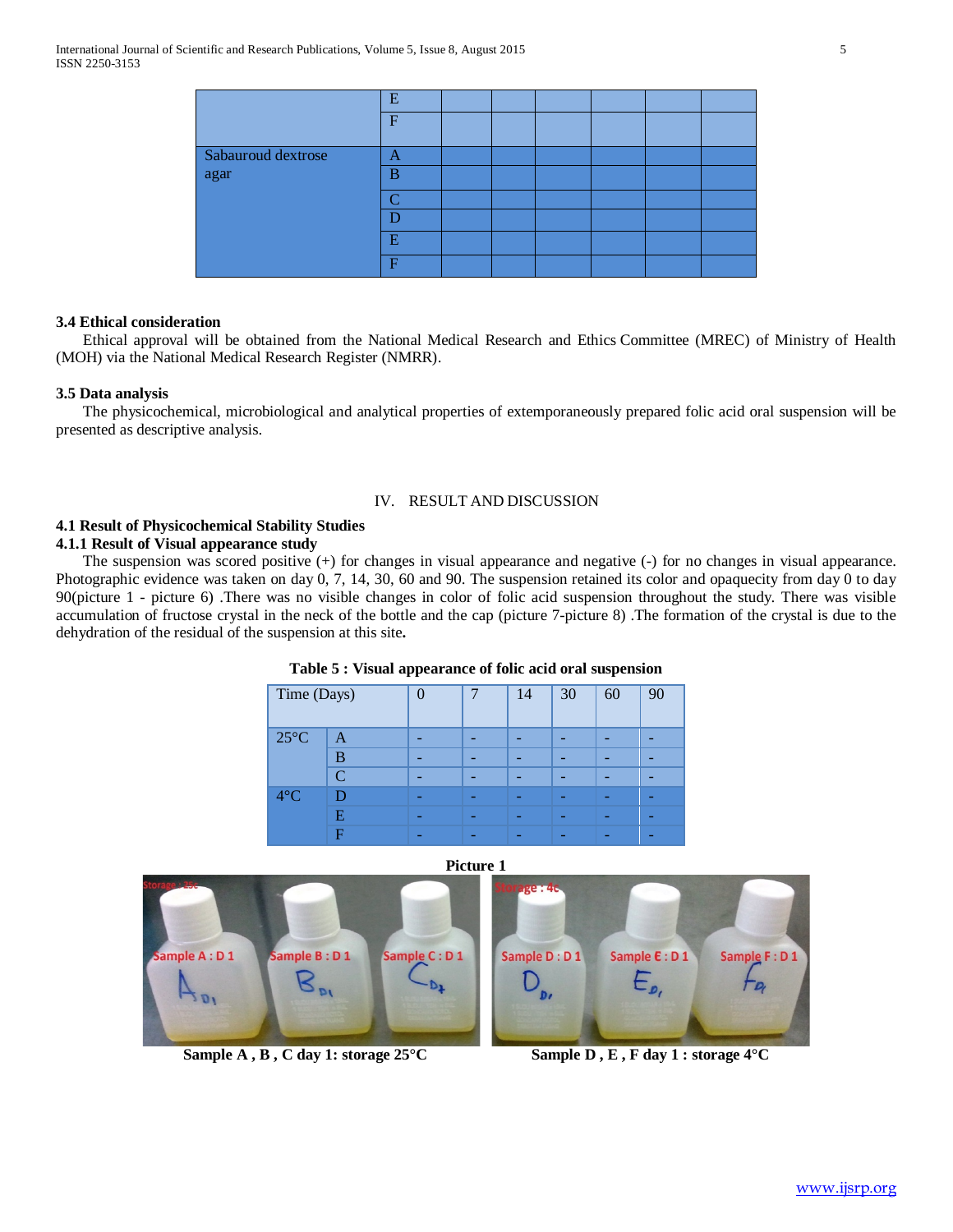| | E | | | | | | |
|---|---|---|---|---|---|---|---|
| | F | | | | | | |
| Sabauroud dextrose agar | A | | | | | | |
| | B | | | | | | |
| | C | | | | | | |
| | D | | | | | | |
| | E | | | | | | |
| | F | | | | | | |

**3.4 Ethical consideration**

Ethical approval will be obtained from the National Medical Research and Ethics Committee (MREC) of Ministry of Health (MOH) via the National Medical Research Register (NMRR).

**3.5 Data analysis**

The physicochemical, microbiological and analytical properties of extemporaneously prepared folic acid oral suspension will be presented as descriptive analysis.

## IV. RESULT AND DISCUSSION

### 4.1 Result of Physicochemical Stability Studies

#### 4.1.1 Result of Visual appearance study

The suspension was scored positive (+) for changes in visual appearance and negative (-) for no changes in visual appearance. Photographic evidence was taken on day 0, 7, 14, 30, 60 and 90. The suspension retained its color and opaquecity from day 0 to day 90(picture 1 - picture 6) .There was no visible changes in color of folic acid suspension throughout the study. There was visible accumulation of fructose crystal in the neck of the bottle and the cap (picture 7-picture 8) .The formation of the crystal is due to the dehydration of the residual of the suspension at this site**.**

**Table 5 : Visual appearance of folic acid oral suspension**

| Time (Days) | | 0 | 7 | 14 | 30 | 60 | 90 |
|---|---|---|---|---|---|---|---|
| 25°C | A | - | - | - | - | - | - |
| | B | - | - | - | - | - | - |
| | C | - | - | - | - | - | - |
| 4°C | D | - | - | - | - | - | - |
| | E | - | - | - | - | - | - |
| | F | - | - | - | - | - | - |

**Picture 1**

**Sample A , B , C day 1: storage 25°C** **Sample D , E , F day 1 : storage 4°C**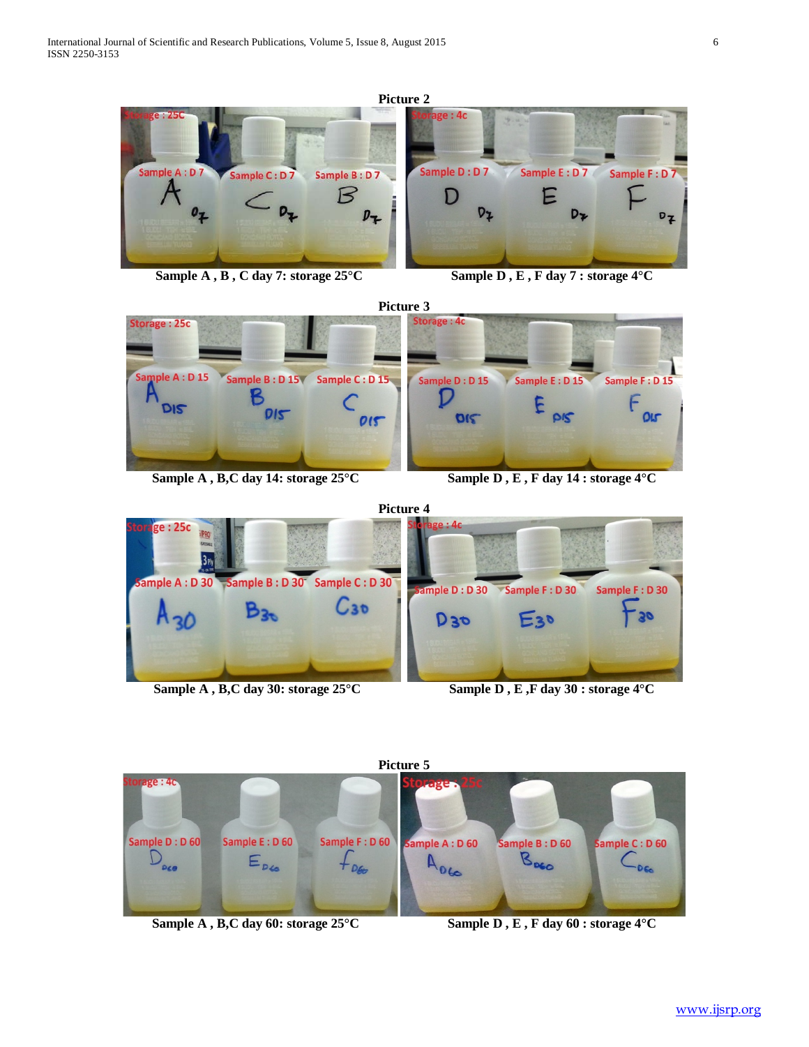**Picture 2**

Sample A , B , C day 7: storage 25°C

Sample D , E , F day 7 : storage 4°C

**Picture 3**

Sample A , B,C day 14: storage 25°C

Sample D , E , F day 14 : storage 4°C

**Picture 4**

Sample A , B,C day 30: storage 25°C

Sample D , E ,F day 30 : storage 4°C

**Picture 5**

Sample A , B,C day 60: storage 25°C

Sample D , E , F day 60 : storage 4°C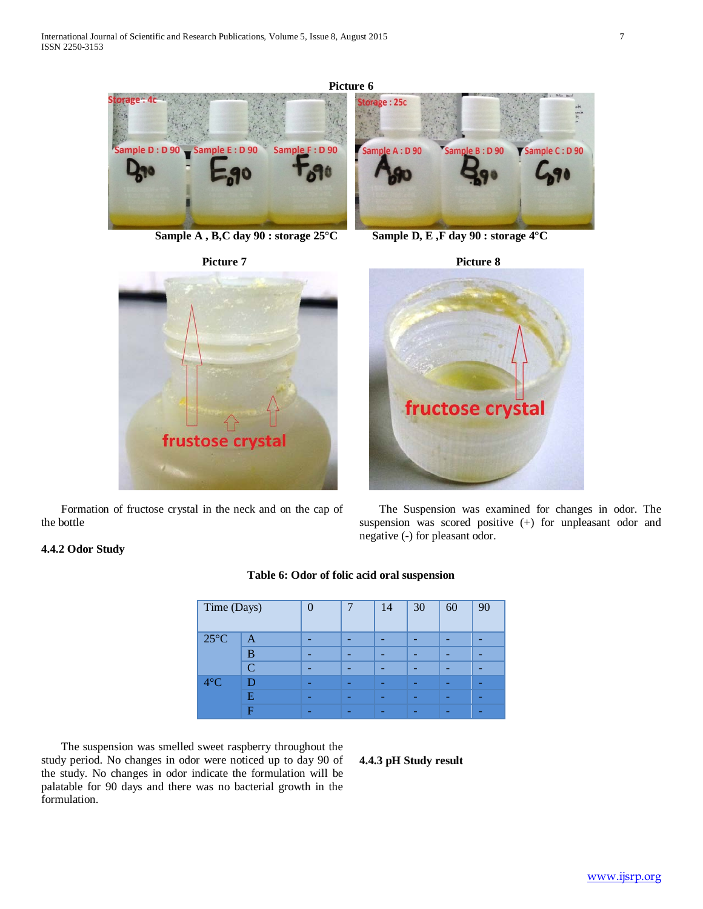**Picture 6**

Sample A , B,C day 90 : storage 25°C    Sample D, E ,F day 90 : storage 4°C

**Picture 7**    **Picture 8**

Formation of fructose crystal in the neck and on the cap of the bottle

### 4.4.2 Odor Study

The Suspension was examined for changes in odor. The suspension was scored positive (+) for unpleasant odor and negative (-) for pleasant odor.

**Table 6: Odor of folic acid oral suspension**

| Time (Days) | | 0 | 7 | 14 | 30 | 60 | 90 |
|---|---|---|---|---|---|---|---|
| 25°C | A | - | - | - | - | - | - |
| | B | - | - | - | - | - | - |
| | C | - | - | - | - | - | - |
| 4°C | D | - | - | - | - | - | - |
| | E | - | - | - | - | - | - |
| | F | - | - | - | - | - | - |

The suspension was smelled sweet raspberry throughout the study period. No changes in odor were noticed up to day 90 of the study. No changes in odor indicate the formulation will be palatable for 90 days and there was no bacterial growth in the formulation.

### 4.4.3 pH Study result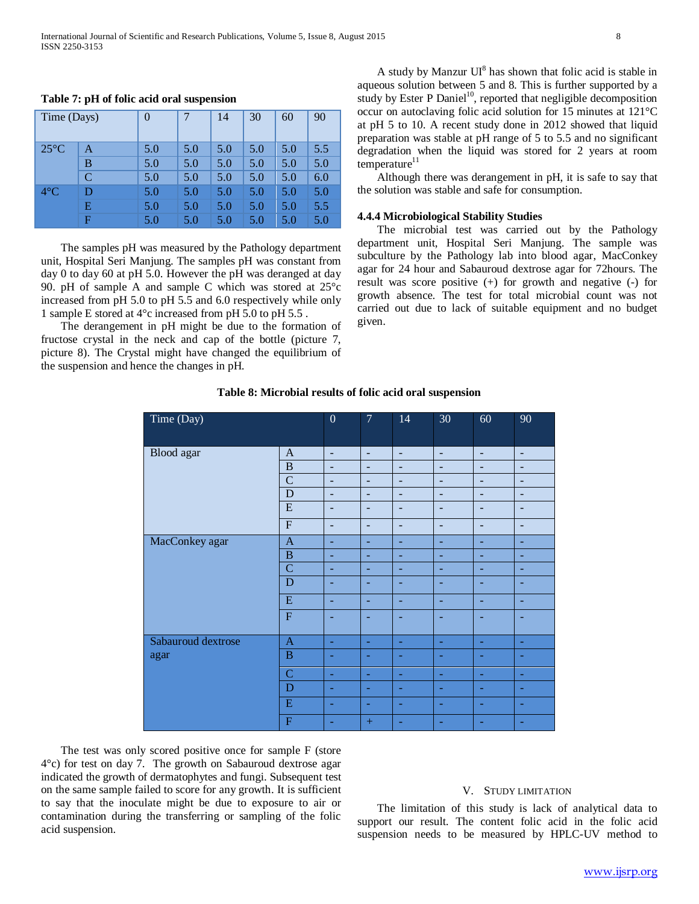**Table 7: pH of folic acid oral suspension**

| Time (Days) | | 0 | 7 | 14 | 30 | 60 | 90 |
|---|---|---|---|---|---|---|---|
| 25°C | A | 5.0 | 5.0 | 5.0 | 5.0 | 5.0 | 5.5 |
| | B | 5.0 | 5.0 | 5.0 | 5.0 | 5.0 | 5.0 |
| | C | 5.0 | 5.0 | 5.0 | 5.0 | 5.0 | 6.0 |
| 4°C | D | 5.0 | 5.0 | 5.0 | 5.0 | 5.0 | 5.0 |
| | E | 5.0 | 5.0 | 5.0 | 5.0 | 5.0 | 5.5 |
| | F | 5.0 | 5.0 | 5.0 | 5.0 | 5.0 | 5.0 |

The samples pH was measured by the Pathology department unit, Hospital Seri Manjung. The samples pH was constant from day 0 to day 60 at pH 5.0. However the pH was deranged at day 90. pH of sample A and sample C which was stored at 25°c increased from pH 5.0 to pH 5.5 and 6.0 respectively while only 1 sample E stored at 4°c increased from pH 5.0 to pH 5.5 .

The derangement in pH might be due to the formation of fructose crystal in the neck and cap of the bottle (picture 7, picture 8). The Crystal might have changed the equilibrium of the suspension and hence the changes in pH.

A study by Manzur Ul[8] has shown that folic acid is stable in aqueous solution between 5 and 8. This is further supported by a study by Ester P Daniel[10], reported that negligible decomposition occur on autoclaving folic acid solution for 15 minutes at 121°C at pH 5 to 10. A recent study done in 2012 showed that liquid preparation was stable at pH range of 5 to 5.5 and no significant degradation when the liquid was stored for 2 years at room temperature[11]

Although there was derangement in pH, it is safe to say that the solution was stable and safe for consumption.

### 4.4.4 Microbiological Stability Studies

The microbial test was carried out by the Pathology department unit, Hospital Seri Manjung. The sample was subculture by the Pathology lab into blood agar, MacConkey agar for 24 hour and Sabauroud dextrose agar for 72hours. The result was score positive (+) for growth and negative (-) for growth absence. The test for total microbial count was not carried out due to lack of suitable equipment and no budget given.

**Table 8: Microbial results of folic acid oral suspension**

| Time (Day) | | 0 | 7 | 14 | 30 | 60 | 90 |
|---|---|---|---|---|---|---|---|
| Blood agar | A | - | - | - | - | - | - |
| | B | - | - | - | - | - | - |
| | C | - | - | - | - | - | - |
| | D | - | - | - | - | - | - |
| | E | - | - | - | - | - | - |
| | F | - | - | - | - | - | - |
| MacConkey agar | A | - | - | - | - | - | - |
| | B | - | - | - | - | - | - |
| | C | - | - | - | - | - | - |
| | D | - | - | - | - | - | - |
| | E | - | - | - | - | - | - |
| | F | - | - | - | - | - | - |
| Sabauroud dextrose agar | A | - | - | - | - | - | - |
| | B | - | - | - | - | - | - |
| | C | - | - | - | - | - | - |
| | D | - | - | - | - | - | - |
| | E | - | - | - | - | - | - |
| | F | - | + | - | - | - | - |

The test was only scored positive once for sample F (store 4°c) for test on day 7. The growth on Sabauroud dextrose agar indicated the growth of dermatophytes and fungi. Subsequent test on the same sample failed to score for any growth. It is sufficient to say that the inoculate might be due to exposure to air or contamination during the transferring or sampling of the folic acid suspension.

## V. Study Limitation

The limitation of this study is lack of analytical data to support our result. The content folic acid in the folic acid suspension needs to be measured by HPLC-UV method to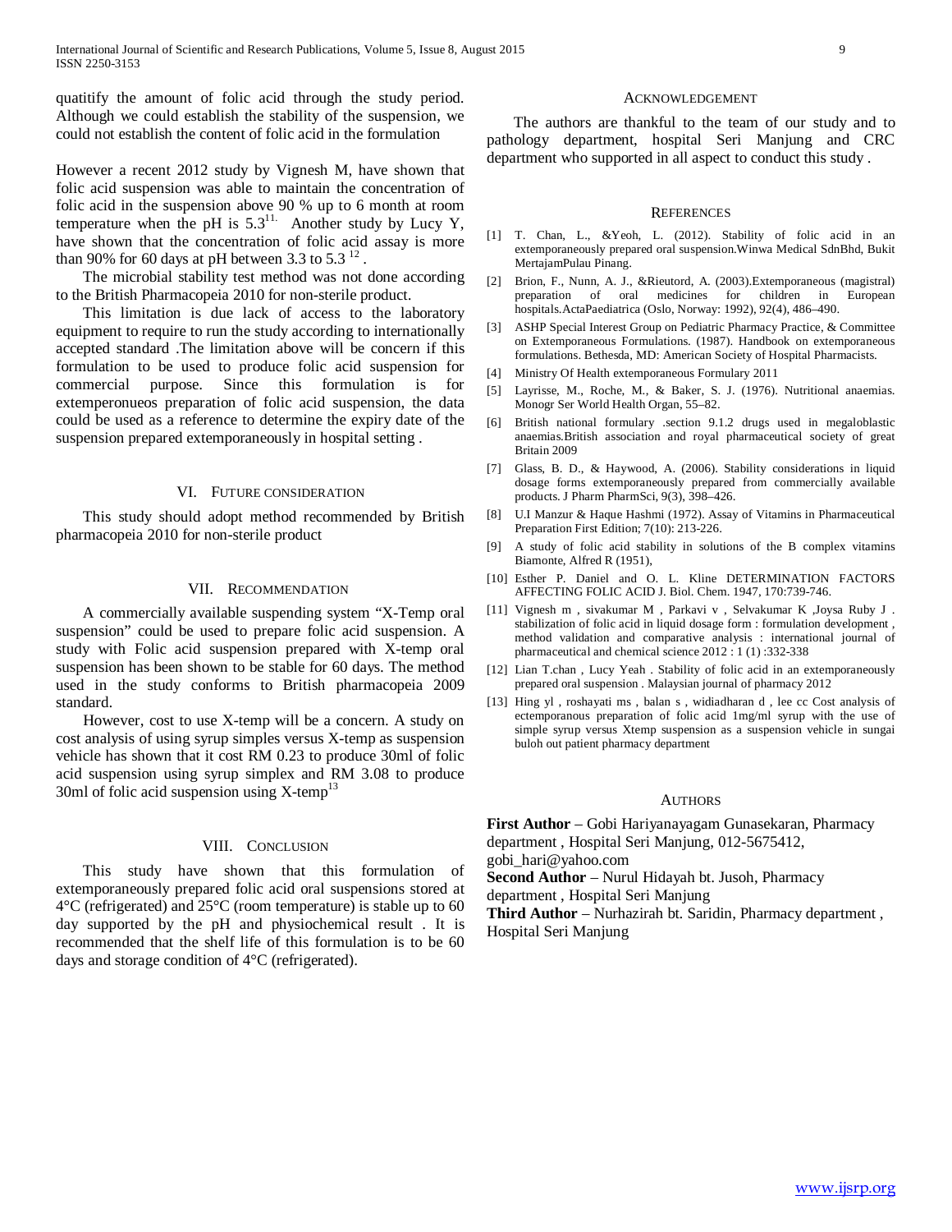quatitify the amount of folic acid through the study period. Although we could establish the stability of the suspension, we could not establish the content of folic acid in the formulation

However a recent 2012 study by Vignesh M, have shown that folic acid suspension was able to maintain the concentration of folic acid in the suspension above 90 % up to 6 month at room temperature when the pH is 5.3[11]. Another study by Lucy Y, have shown that the concentration of folic acid assay is more than 90% for 60 days at pH between 3.3 to 5.3 [12].

The microbial stability test method was not done according to the British Pharmacopeia 2010 for non-sterile product.

This limitation is due lack of access to the laboratory equipment to require to run the study according to internationally accepted standard .The limitation above will be concern if this formulation to be used to produce folic acid suspension for commercial purpose. Since this formulation is for extemperonueos preparation of folic acid suspension, the data could be used as a reference to determine the expiry date of the suspension prepared extemporaneously in hospital setting .

## VI. Future consideration

This study should adopt method recommended by British pharmacopeia 2010 for non-sterile product

## VII. Recommendation

A commercially available suspending system "X-Temp oral suspension" could be used to prepare folic acid suspension. A study with Folic acid suspension prepared with X-temp oral suspension has been shown to be stable for 60 days. The method used in the study conforms to British pharmacopeia 2009 standard.

However, cost to use X-temp will be a concern. A study on cost analysis of using syrup simples versus X-temp as suspension vehicle has shown that it cost RM 0.23 to produce 30ml of folic acid suspension using syrup simplex and RM 3.08 to produce 30ml of folic acid suspension using X-temp[13]

## VIII. Conclusion

This study have shown that this formulation of extemporaneously prepared folic acid oral suspensions stored at 4°C (refrigerated) and 25°C (room temperature) is stable up to 60 day supported by the pH and physiochemical result . It is recommended that the shelf life of this formulation is to be 60 days and storage condition of 4°C (refrigerated).

## Acknowledgement

The authors are thankful to the team of our study and to pathology department, hospital Seri Manjung and CRC department who supported in all aspect to conduct this study .

## References

[1] T. Chan, L., &Yeoh, L. (2012). Stability of folic acid in an extemporaneously prepared oral suspension.Winwa Medical SdnBhd, Bukit MertajamPulau Pinang.

[2] Brion, F., Nunn, A. J., &Rieutord, A. (2003).Extemporaneous (magistral) preparation of oral medicines for children in European hospitals.ActaPaediatrica (Oslo, Norway: 1992), 92(4), 486–490.

[3] ASHP Special Interest Group on Pediatric Pharmacy Practice, & Committee on Extemporaneous Formulations. (1987). Handbook on extemporaneous formulations. Bethesda, MD: American Society of Hospital Pharmacists.

[4] Ministry Of Health extemporaneous Formulary 2011

[5] Layrisse, M., Roche, M., & Baker, S. J. (1976). Nutritional anaemias. Monogr Ser World Health Organ, 55–82.

[6] British national formulary .section 9.1.2 drugs used in megaloblastic anaemias.British association and royal pharmaceutical society of great Britain 2009

[7] Glass, B. D., & Haywood, A. (2006). Stability considerations in liquid dosage forms extemporaneously prepared from commercially available products. J Pharm PharmSci, 9(3), 398–426.

[8] U.I Manzur & Haque Hashmi (1972). Assay of Vitamins in Pharmaceutical Preparation First Edition; 7(10): 213-226.

[9] A study of folic acid stability in solutions of the B complex vitamins Biamonte, Alfred R (1951),

[10] Esther P. Daniel and O. L. Kline DETERMINATION FACTORS AFFECTING FOLIC ACID J. Biol. Chem. 1947, 170:739-746.

[11] Vignesh m , sivakumar M , Parkavi v , Selvakumar K ,Joysa Ruby J . stabilization of folic acid in liquid dosage form : formulation development , method validation and comparative analysis : international journal of pharmaceutical and chemical science 2012 : 1 (1) :332-338

[12] Lian T.chan , Lucy Yeah . Stability of folic acid in an extemporaneously prepared oral suspension . Malaysian journal of pharmacy 2012

[13] Hing yl , roshayati ms , balan s , widiadharan d , lee cc Cost analysis of ectemporanous preparation of folic acid 1mg/ml syrup with the use of simple syrup versus Xtemp suspension as a suspension vehicle in sungai buloh out patient pharmacy department

## Authors

**First Author** – Gobi Hariyanayagam Gunasekaran, Pharmacy department , Hospital Seri Manjung, 012-5675412, gobi_hari@yahoo.com

**Second Author** – Nurul Hidayah bt. Jusoh, Pharmacy department , Hospital Seri Manjung

**Third Author** – Nurhazirah bt. Saridin, Pharmacy department , Hospital Seri Manjung